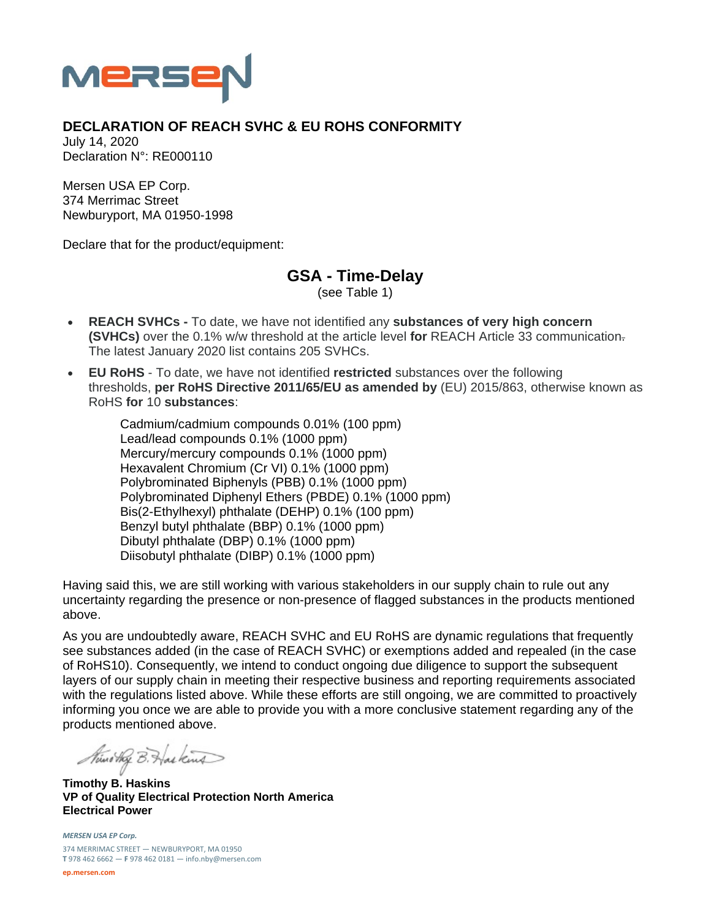## DECLARATION OF REACH SVHC & EU ROHS CONFORMITY

July 14, 2020
Declaration N°: RE000110

Mersen USA EP Corp.
374 Merrimac Street
Newburyport, MA 01950-1998

Declare that for the product/equipment:

### GSA - Time-Delay

(see Table 1)

- **REACH SVHCs -** To date, we have not identified any **substances of very high concern (SVHCs)** over the 0.1% w/w threshold at the article level **for** REACH Article 33 communication. The latest January 2020 list contains 205 SVHCs.
- **EU RoHS** - To date, we have not identified **restricted** substances over the following thresholds, **per RoHS Directive 2011/65/EU as amended by** (EU) 2015/863, otherwise known as RoHS **for** 10 **substances**:

  Cadmium/cadmium compounds 0.01% (100 ppm)
  Lead/lead compounds 0.1% (1000 ppm)
  Mercury/mercury compounds 0.1% (1000 ppm)
  Hexavalent Chromium (Cr VI) 0.1% (1000 ppm)
  Polybrominated Biphenyls (PBB) 0.1% (1000 ppm)
  Polybrominated Diphenyl Ethers (PBDE) 0.1% (1000 ppm)
  Bis(2-Ethylhexyl) phthalate (DEHP) 0.1% (100 ppm)
  Benzyl butyl phthalate (BBP) 0.1% (1000 ppm)
  Dibutyl phthalate (DBP) 0.1% (1000 ppm)
  Diisobutyl phthalate (DIBP) 0.1% (1000 ppm)

Having said this, we are still working with various stakeholders in our supply chain to rule out any uncertainty regarding the presence or non-presence of flagged substances in the products mentioned above.

As you are undoubtedly aware, REACH SVHC and EU RoHS are dynamic regulations that frequently see substances added (in the case of REACH SVHC) or exemptions added and repealed (in the case of RoHS10). Consequently, we intend to conduct ongoing due diligence to support the subsequent layers of our supply chain in meeting their respective business and reporting requirements associated with the regulations listed above. While these efforts are still ongoing, we are committed to proactively informing you once we are able to provide you with a more conclusive statement regarding any of the products mentioned above.

Timothy B. Haskins

**Timothy B. Haskins**
**VP of Quality Electrical Protection North America**
**Electrical Power**

*MERSEN USA EP Corp.*
374 MERRIMAC STREET — NEWBURYPORT, MA 01950
**T** 978 462 6662 — **F** 978 462 0181 — info.nby@mersen.com
ep.mersen.com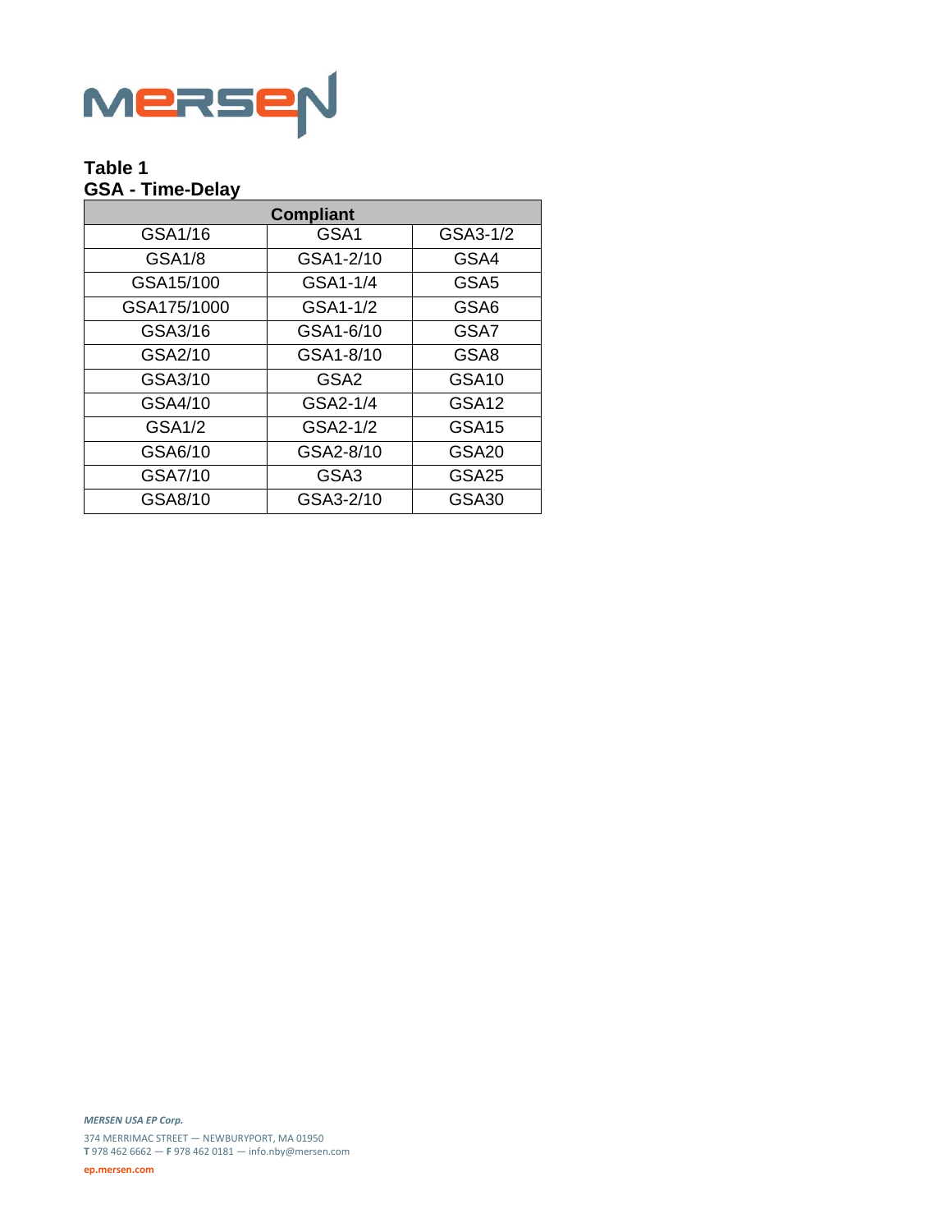**Table 1**
**GSA - Time-Delay**

| Compliant | | |
|---|---|---|
| GSA1/16 | GSA1 | GSA3-1/2 |
| GSA1/8 | GSA1-2/10 | GSA4 |
| GSA15/100 | GSA1-1/4 | GSA5 |
| GSA175/1000 | GSA1-1/2 | GSA6 |
| GSA3/16 | GSA1-6/10 | GSA7 |
| GSA2/10 | GSA1-8/10 | GSA8 |
| GSA3/10 | GSA2 | GSA10 |
| GSA4/10 | GSA2-1/4 | GSA12 |
| GSA1/2 | GSA2-1/2 | GSA15 |
| GSA6/10 | GSA2-8/10 | GSA20 |
| GSA7/10 | GSA3 | GSA25 |
| GSA8/10 | GSA3-2/10 | GSA30 |